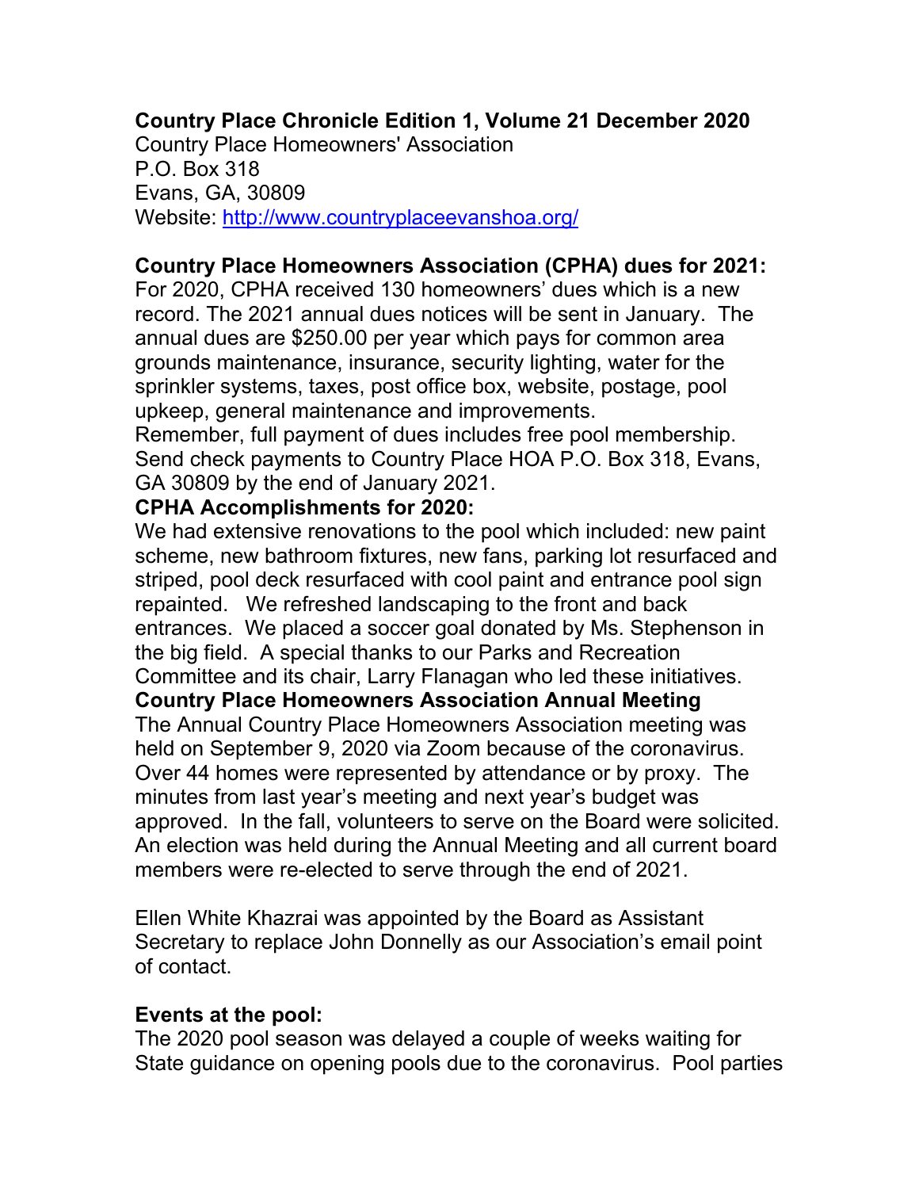**Country Place Chronicle Edition 1, Volume 21 December 2020**

Country Place Homeowners' Association
P.O. Box 318
Evans, GA, 30809
Website: http://www.countryplaceevanshoa.org/

**Country Place Homeowners Association (CPHA) dues for 2021:**

For 2020, CPHA received 130 homeowners' dues which is a new record. The 2021 annual dues notices will be sent in January. The annual dues are $250.00 per year which pays for common area grounds maintenance, insurance, security lighting, water for the sprinkler systems, taxes, post office box, website, postage, pool upkeep, general maintenance and improvements.

Remember, full payment of dues includes free pool membership. Send check payments to Country Place HOA P.O. Box 318, Evans, GA 30809 by the end of January 2021.

**CPHA Accomplishments for 2020:**

We had extensive renovations to the pool which included: new paint scheme, new bathroom fixtures, new fans, parking lot resurfaced and striped, pool deck resurfaced with cool paint and entrance pool sign repainted. We refreshed landscaping to the front and back entrances. We placed a soccer goal donated by Ms. Stephenson in the big field. A special thanks to our Parks and Recreation Committee and its chair, Larry Flanagan who led these initiatives.

**Country Place Homeowners Association Annual Meeting**

The Annual Country Place Homeowners Association meeting was held on September 9, 2020 via Zoom because of the coronavirus. Over 44 homes were represented by attendance or by proxy. The minutes from last year's meeting and next year's budget was approved. In the fall, volunteers to serve on the Board were solicited. An election was held during the Annual Meeting and all current board members were re-elected to serve through the end of 2021.

Ellen White Khazrai was appointed by the Board as Assistant Secretary to replace John Donnelly as our Association's email point of contact.

**Events at the pool:**

The 2020 pool season was delayed a couple of weeks waiting for State guidance on opening pools due to the coronavirus. Pool parties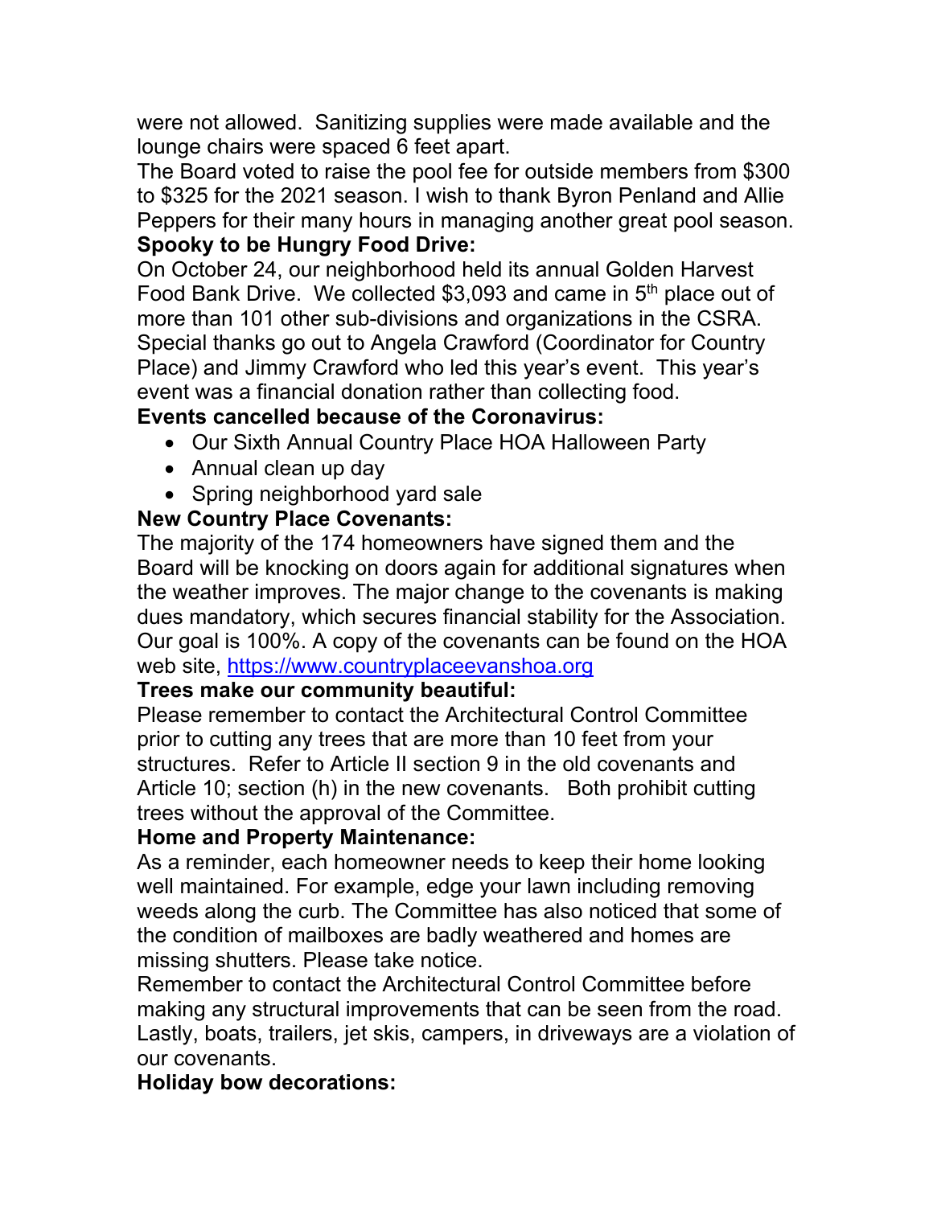were not allowed. Sanitizing supplies were made available and the lounge chairs were spaced 6 feet apart.

The Board voted to raise the pool fee for outside members from $300 to $325 for the 2021 season. I wish to thank Byron Penland and Allie Peppers for their many hours in managing another great pool season.

**Spooky to be Hungry Food Drive:**

On October 24, our neighborhood held its annual Golden Harvest Food Bank Drive. We collected $3,093 and came in 5th place out of more than 101 other sub-divisions and organizations in the CSRA. Special thanks go out to Angela Crawford (Coordinator for Country Place) and Jimmy Crawford who led this year's event. This year's event was a financial donation rather than collecting food.

**Events cancelled because of the Coronavirus:**

- Our Sixth Annual Country Place HOA Halloween Party
- Annual clean up day
- Spring neighborhood yard sale

**New Country Place Covenants:**

The majority of the 174 homeowners have signed them and the Board will be knocking on doors again for additional signatures when the weather improves. The major change to the covenants is making dues mandatory, which secures financial stability for the Association. Our goal is 100%. A copy of the covenants can be found on the HOA web site, https://www.countryplaceevanshoa.org

**Trees make our community beautiful:**

Please remember to contact the Architectural Control Committee prior to cutting any trees that are more than 10 feet from your structures. Refer to Article II section 9 in the old covenants and Article 10; section (h) in the new covenants. Both prohibit cutting trees without the approval of the Committee.

**Home and Property Maintenance:**

As a reminder, each homeowner needs to keep their home looking well maintained. For example, edge your lawn including removing weeds along the curb. The Committee has also noticed that some of the condition of mailboxes are badly weathered and homes are missing shutters. Please take notice.

Remember to contact the Architectural Control Committee before making any structural improvements that can be seen from the road. Lastly, boats, trailers, jet skis, campers, in driveways are a violation of our covenants.

**Holiday bow decorations:**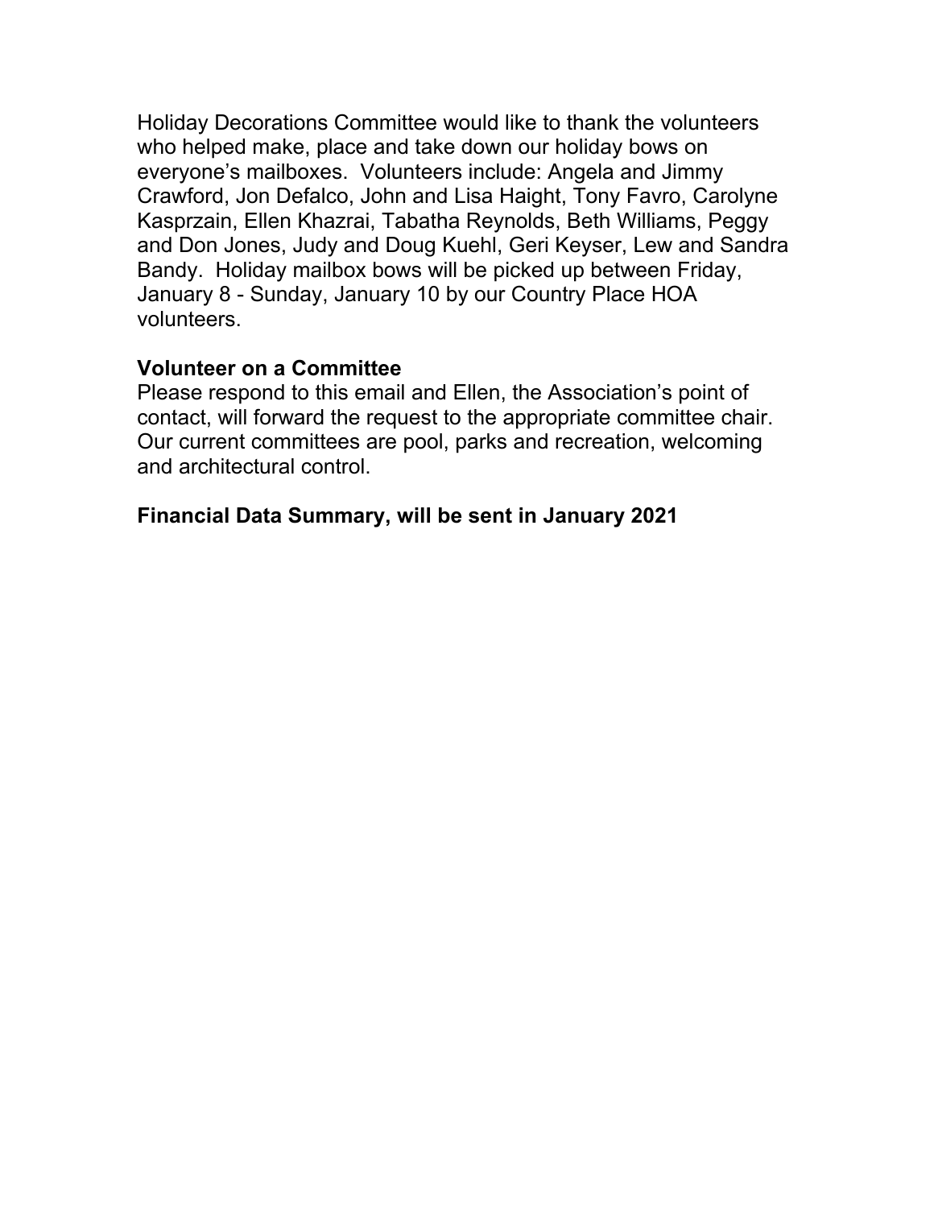Holiday Decorations Committee would like to thank the volunteers who helped make, place and take down our holiday bows on everyone's mailboxes. Volunteers include: Angela and Jimmy Crawford, Jon Defalco, John and Lisa Haight, Tony Favro, Carolyne Kasprzain, Ellen Khazrai, Tabatha Reynolds, Beth Williams, Peggy and Don Jones, Judy and Doug Kuehl, Geri Keyser, Lew and Sandra Bandy. Holiday mailbox bows will be picked up between Friday, January 8 - Sunday, January 10 by our Country Place HOA volunteers.

**Volunteer on a Committee**

Please respond to this email and Ellen, the Association's point of contact, will forward the request to the appropriate committee chair. Our current committees are pool, parks and recreation, welcoming and architectural control.

**Financial Data Summary, will be sent in January 2021**